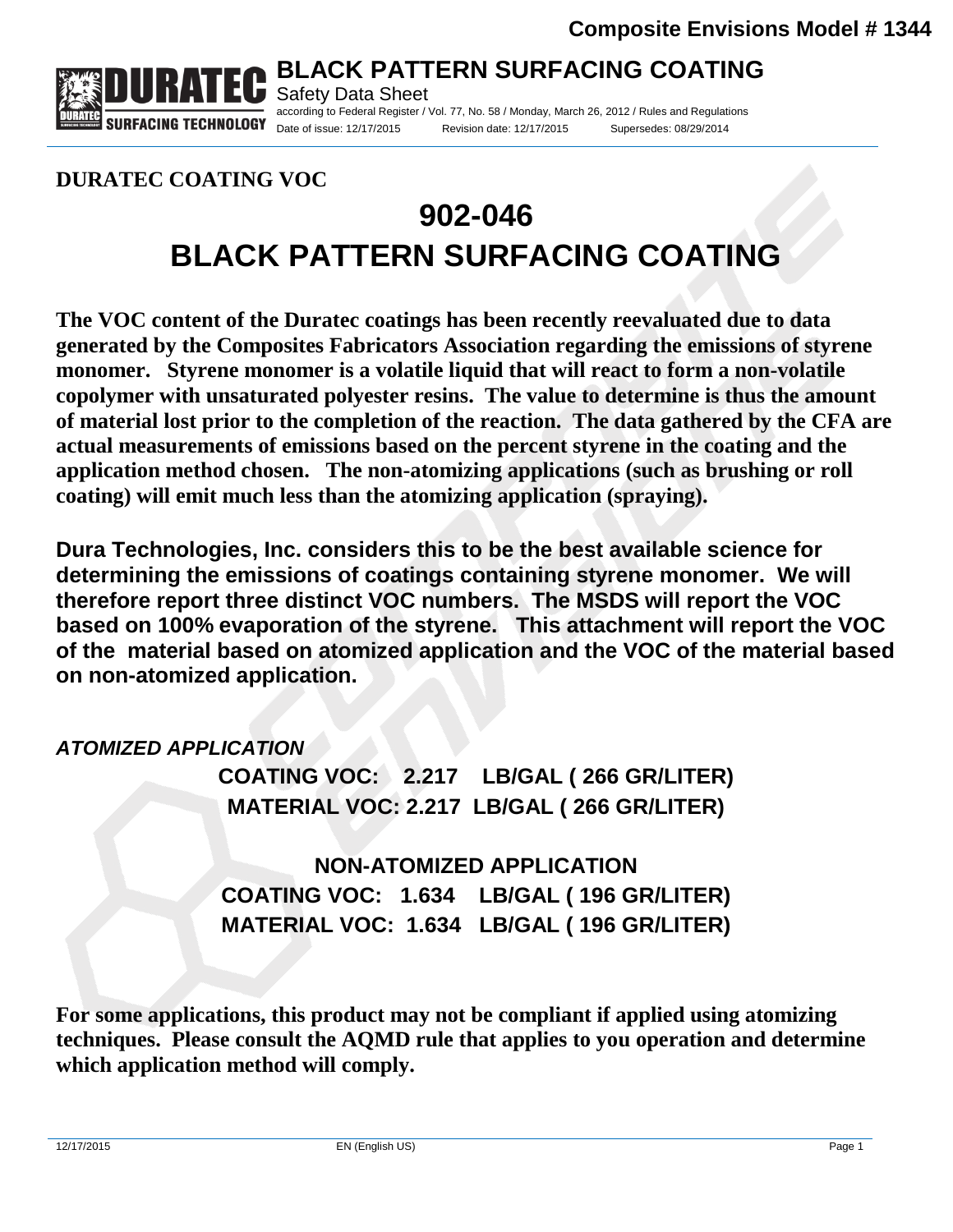Composite Envisions Model # 1344

# BLACK PATTERN SURFACING COATING

Safety Data Sheet

according to Federal Register / Vol. 77, No. 58 / Monday, March 26, 2012 / Rules and Regulations

Date of issue: 12/17/2015 Revision date: 12/17/2015 Supersedes: 08/29/2014

**DURATEC COATING VOC**

# 902-046

# BLACK PATTERN SURFACING COATING

**The VOC content of the Duratec coatings has been recently reevaluated due to data generated by the Composites Fabricators Association regarding the emissions of styrene monomer. Styrene monomer is a volatile liquid that will react to form a non-volatile copolymer with unsaturated polyester resins. The value to determine is thus the amount of material lost prior to the completion of the reaction. The data gathered by the CFA are actual measurements of emissions based on the percent styrene in the coating and the application method chosen. The non-atomizing applications (such as brushing or roll coating) will emit much less than the atomizing application (spraying).**

**Dura Technologies, Inc. considers this to be the best available science for determining the emissions of coatings containing styrene monomer. We will therefore report three distinct VOC numbers. The MSDS will report the VOC based on 100% evaporation of the styrene. This attachment will report the VOC of the material based on atomized application and the VOC of the material based on non-atomized application.**

***ATOMIZED APPLICATION***

**COATING VOC: 2.217 LB/GAL ( 266 GR/LITER)**

**MATERIAL VOC: 2.217 LB/GAL ( 266 GR/LITER)**

**NON-ATOMIZED APPLICATION**

**COATING VOC: 1.634 LB/GAL ( 196 GR/LITER)**

**MATERIAL VOC: 1.634 LB/GAL ( 196 GR/LITER)**

**For some applications, this product may not be compliant if applied using atomizing techniques. Please consult the AQMD rule that applies to you operation and determine which application method will comply.**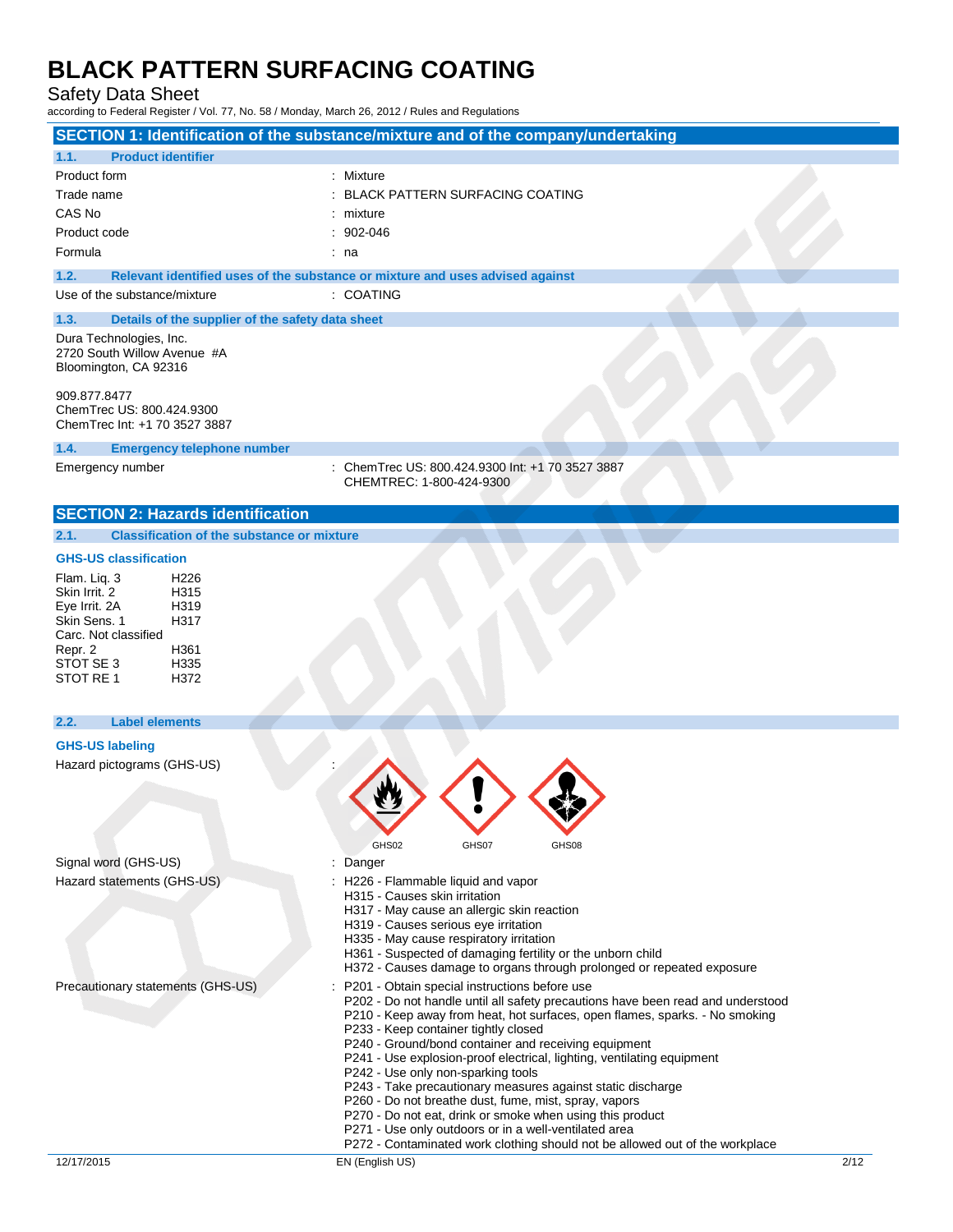# BLACK PATTERN SURFACING COATING

Safety Data Sheet

according to Federal Register / Vol. 77, No. 58 / Monday, March 26, 2012 / Rules and Regulations

## SECTION 1: Identification of the substance/mixture and of the company/undertaking

### 1.1. Product identifier

| | |
|---|---|
| Product form | : Mixture |
| Trade name | : BLACK PATTERN SURFACING COATING |
| CAS No | : mixture |
| Product code | : 902-046 |
| Formula | : na |

### 1.2. Relevant identified uses of the substance or mixture and uses advised against

| | |
|---|---|
| Use of the substance/mixture | : COATING |

### 1.3. Details of the supplier of the safety data sheet

Dura Technologies, Inc.
2720 South Willow Avenue #A
Bloomington, CA 92316

909.877.8477
ChemTrec US: 800.424.9300
ChemTrec Int: +1 70 3527 3887

### 1.4. Emergency telephone number

| | |
|---|---|
| Emergency number | : ChemTrec US: 800.424.9300 Int: +1 70 3527 3887<br>CHEMTREC: 1-800-424-9300 |

## SECTION 2: Hazards identification

### 2.1. Classification of the substance or mixture

**GHS-US classification**

| | |
|---|---|
| Flam. Liq. 3 | H226 |
| Skin Irrit. 2 | H315 |
| Eye Irrit. 2A | H319 |
| Skin Sens. 1 | H317 |
| Carc. Not classified | |
| Repr. 2 | H361 |
| STOT SE 3 | H335 |
| STOT RE 1 | H372 |

### 2.2. Label elements

**GHS-US labeling**

Hazard pictograms (GHS-US) :

GHS02 GHS07 GHS08

Signal word (GHS-US) : Danger

Hazard statements (GHS-US) :
- H226 - Flammable liquid and vapor
- H315 - Causes skin irritation
- H317 - May cause an allergic skin reaction
- H319 - Causes serious eye irritation
- H335 - May cause respiratory irritation
- H361 - Suspected of damaging fertility or the unborn child
- H372 - Causes damage to organs through prolonged or repeated exposure

Precautionary statements (GHS-US) :
- P201 - Obtain special instructions before use
- P202 - Do not handle until all safety precautions have been read and understood
- P210 - Keep away from heat, hot surfaces, open flames, sparks. - No smoking
- P233 - Keep container tightly closed
- P240 - Ground/bond container and receiving equipment
- P241 - Use explosion-proof electrical, lighting, ventilating equipment
- P242 - Use only non-sparking tools
- P243 - Take precautionary measures against static discharge
- P260 - Do not breathe dust, fume, mist, spray, vapors
- P270 - Do not eat, drink or smoke when using this product
- P271 - Use only outdoors or in a well-ventilated area
- P272 - Contaminated work clothing should not be allowed out of the workplace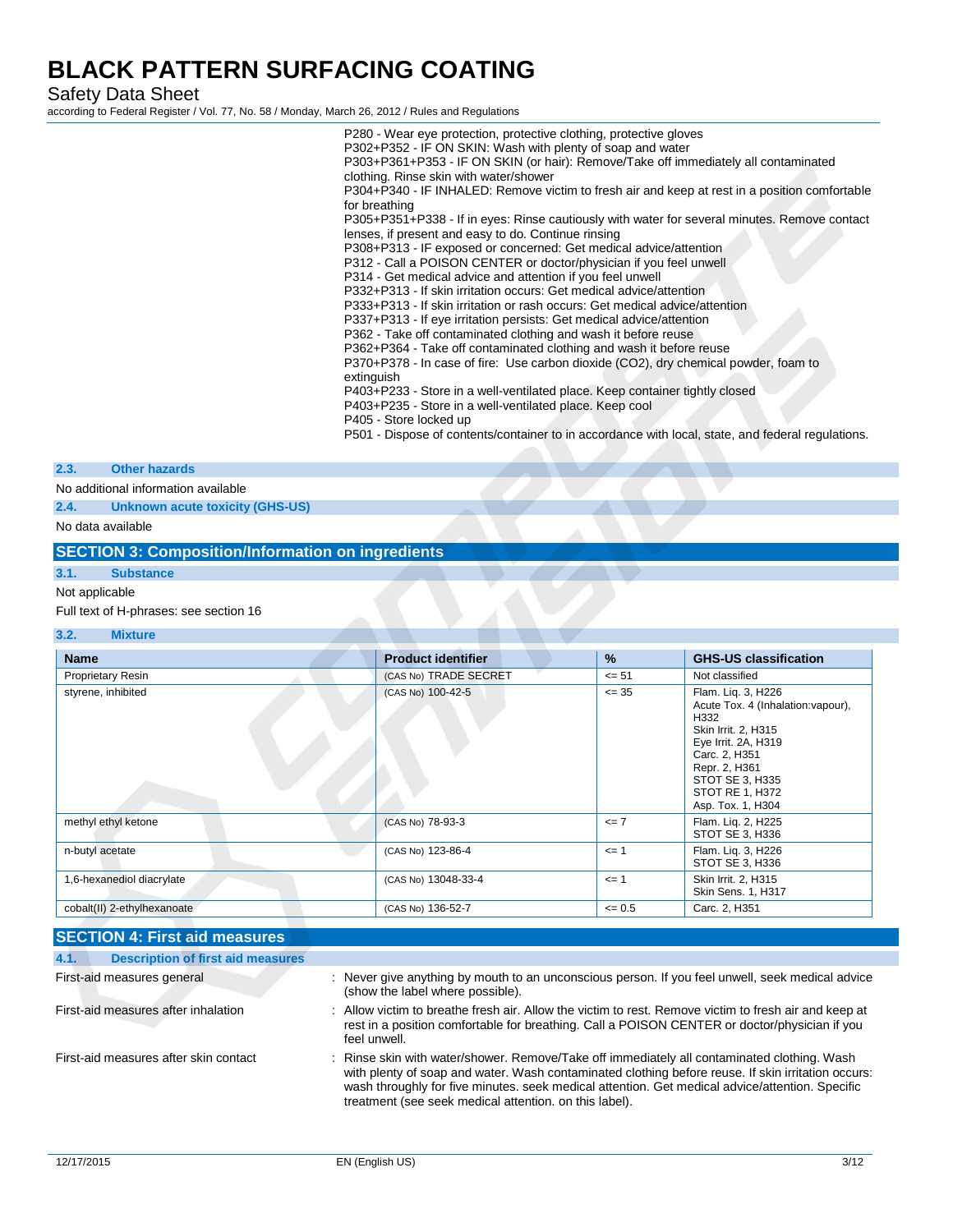P280 - Wear eye protection, protective clothing, protective gloves
P302+P352 - IF ON SKIN: Wash with plenty of soap and water
P303+P361+P353 - IF ON SKIN (or hair): Remove/Take off immediately all contaminated clothing. Rinse skin with water/shower
P304+P340 - IF INHALED: Remove victim to fresh air and keep at rest in a position comfortable for breathing
P305+P351+P338 - If in eyes: Rinse cautiously with water for several minutes. Remove contact lenses, if present and easy to do. Continue rinsing
P308+P313 - IF exposed or concerned: Get medical advice/attention
P312 - Call a POISON CENTER or doctor/physician if you feel unwell
P314 - Get medical advice and attention if you feel unwell
P332+P313 - If skin irritation occurs: Get medical advice/attention
P333+P313 - If skin irritation or rash occurs: Get medical advice/attention
P337+P313 - If eye irritation persists: Get medical advice/attention
P362 - Take off contaminated clothing and wash it before reuse
P362+P364 - Take off contaminated clothing and wash it before reuse
P370+P378 - In case of fire: Use carbon dioxide (CO2), dry chemical powder, foam to extinguish
P403+P233 - Store in a well-ventilated place. Keep container tightly closed
P403+P235 - Store in a well-ventilated place. Keep cool
P405 - Store locked up
P501 - Dispose of contents/container to in accordance with local, state, and federal regulations.

### 2.3. Other hazards

No additional information available

### 2.4. Unknown acute toxicity (GHS-US)

No data available

## SECTION 3: Composition/Information on ingredients

### 3.1. Substance

Not applicable

Full text of H-phrases: see section 16

### 3.2. Mixture

| Name | Product identifier | % | GHS-US classification |
|---|---|---|---|
| Proprietary Resin | (CAS No) TRADE SECRET | <= 51 | Not classified |
| styrene, inhibited | (CAS No) 100-42-5 | <= 35 | Flam. Liq. 3, H226<br>Acute Tox. 4 (Inhalation:vapour), H332<br>Skin Irrit. 2, H315<br>Eye Irrit. 2A, H319<br>Carc. 2, H351<br>Repr. 2, H361<br>STOT SE 3, H335<br>STOT RE 1, H372<br>Asp. Tox. 1, H304 |
| methyl ethyl ketone | (CAS No) 78-93-3 | <= 7 | Flam. Liq. 2, H225<br>STOT SE 3, H336 |
| n-butyl acetate | (CAS No) 123-86-4 | <= 1 | Flam. Liq. 3, H226<br>STOT SE 3, H336 |
| 1,6-hexanediol diacrylate | (CAS No) 13048-33-4 | <= 1 | Skin Irrit. 2, H315<br>Skin Sens. 1, H317 |
| cobalt(II) 2-ethylhexanoate | (CAS No) 136-52-7 | <= 0.5 | Carc. 2, H351 |

## SECTION 4: First aid measures

### 4.1. Description of first aid measures

First-aid measures general : Never give anything by mouth to an unconscious person. If you feel unwell, seek medical advice (show the label where possible).

First-aid measures after inhalation : Allow victim to breathe fresh air. Allow the victim to rest. Remove victim to fresh air and keep at rest in a position comfortable for breathing. Call a POISON CENTER or doctor/physician if you feel unwell.

First-aid measures after skin contact : Rinse skin with water/shower. Remove/Take off immediately all contaminated clothing. Wash with plenty of soap and water. Wash contaminated clothing before reuse. If skin irritation occurs: wash throughly for five minutes. seek medical attention. Get medical advice/attention. Specific treatment (see seek medical attention. on this label).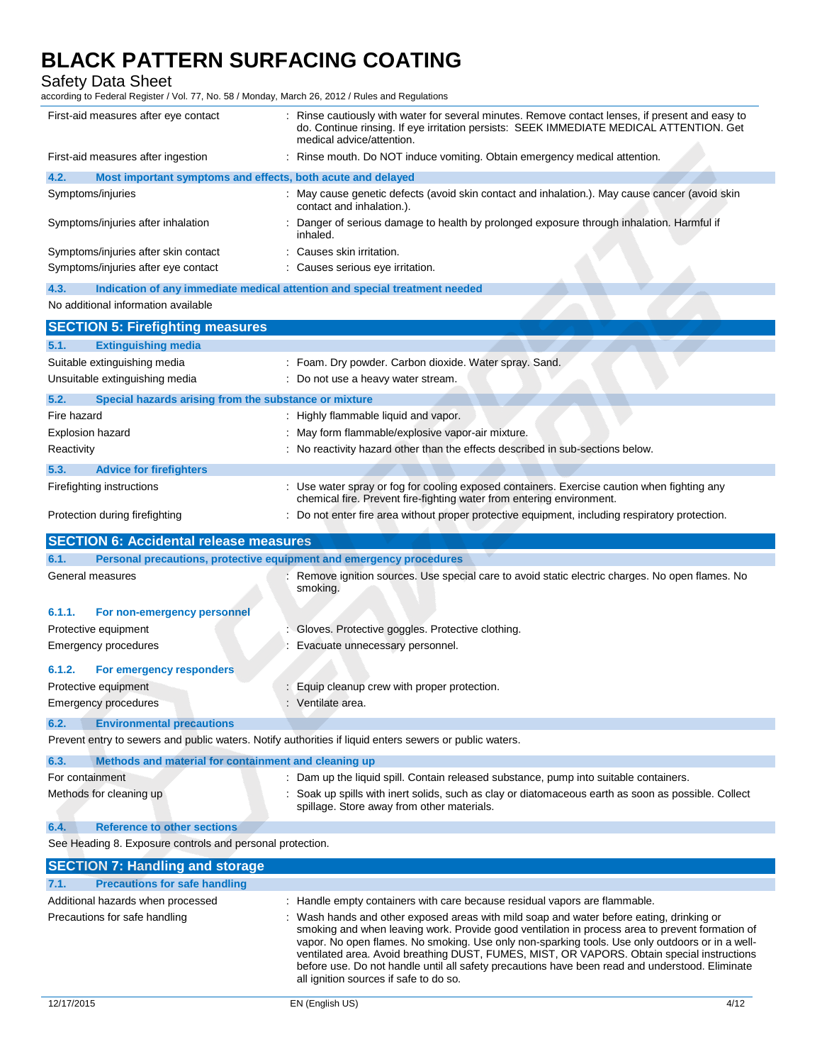| | |
|---|---|
| First-aid measures after eye contact | : Rinse cautiously with water for several minutes. Remove contact lenses, if present and easy to do. Continue rinsing. If eye irritation persists: SEEK IMMEDIATE MEDICAL ATTENTION. Get medical advice/attention. |
| First-aid measures after ingestion | : Rinse mouth. Do NOT induce vomiting. Obtain emergency medical attention. |

### 4.2. Most important symptoms and effects, both acute and delayed

| | |
|---|---|
| Symptoms/injuries | : May cause genetic defects (avoid skin contact and inhalation.). May cause cancer (avoid skin contact and inhalation.). |
| Symptoms/injuries after inhalation | : Danger of serious damage to health by prolonged exposure through inhalation. Harmful if inhaled. |
| Symptoms/injuries after skin contact | : Causes skin irritation. |
| Symptoms/injuries after eye contact | : Causes serious eye irritation. |

### 4.3. Indication of any immediate medical attention and special treatment needed

No additional information available

## SECTION 5: Firefighting measures

### 5.1. Extinguishing media

| | |
|---|---|
| Suitable extinguishing media | : Foam. Dry powder. Carbon dioxide. Water spray. Sand. |
| Unsuitable extinguishing media | : Do not use a heavy water stream. |

### 5.2. Special hazards arising from the substance or mixture

| | |
|---|---|
| Fire hazard | : Highly flammable liquid and vapor. |
| Explosion hazard | : May form flammable/explosive vapor-air mixture. |
| Reactivity | : No reactivity hazard other than the effects described in sub-sections below. |

### 5.3. Advice for firefighters

| | |
|---|---|
| Firefighting instructions | : Use water spray or fog for cooling exposed containers. Exercise caution when fighting any chemical fire. Prevent fire-fighting water from entering environment. |
| Protection during firefighting | : Do not enter fire area without proper protective equipment, including respiratory protection. |

## SECTION 6: Accidental release measures

### 6.1. Personal precautions, protective equipment and emergency procedures

| | |
|---|---|
| General measures | : Remove ignition sources. Use special care to avoid static electric charges. No open flames. No smoking. |

#### 6.1.1. For non-emergency personnel

| | |
|---|---|
| Protective equipment | : Gloves. Protective goggles. Protective clothing. |
| Emergency procedures | : Evacuate unnecessary personnel. |

#### 6.1.2. For emergency responders

| | |
|---|---|
| Protective equipment | : Equip cleanup crew with proper protection. |
| Emergency procedures | : Ventilate area. |

### 6.2. Environmental precautions

Prevent entry to sewers and public waters. Notify authorities if liquid enters sewers or public waters.

### 6.3. Methods and material for containment and cleaning up

| | |
|---|---|
| For containment | : Dam up the liquid spill. Contain released substance, pump into suitable containers. |
| Methods for cleaning up | : Soak up spills with inert solids, such as clay or diatomaceous earth as soon as possible. Collect spillage. Store away from other materials. |

### 6.4. Reference to other sections

See Heading 8. Exposure controls and personal protection.

## SECTION 7: Handling and storage

### 7.1. Precautions for safe handling

| | |
|---|---|
| Additional hazards when processed | : Handle empty containers with care because residual vapors are flammable. |
| Precautions for safe handling | : Wash hands and other exposed areas with mild soap and water before eating, drinking or smoking and when leaving work. Provide good ventilation in process area to prevent formation of vapor. No open flames. No smoking. Use only non-sparking tools. Use only outdoors or in a well-ventilated area. Avoid breathing DUST, FUMES, MIST, OR VAPORS. Obtain special instructions before use. Do not handle until all safety precautions have been read and understood. Eliminate all ignition sources if safe to do so. |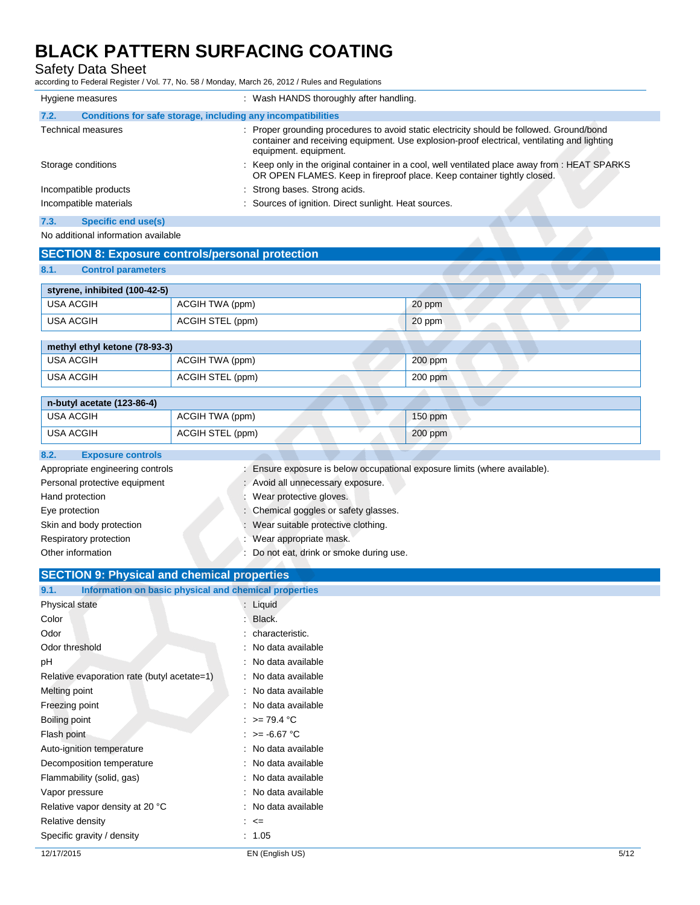| | |
|---|---|
| Hygiene measures | : Wash HANDS thoroughly after handling. |

### 7.2. Conditions for safe storage, including any incompatibilities

| | |
|---|---|
| Technical measures | : Proper grounding procedures to avoid static electricity should be followed. Ground/bond container and receiving equipment. Use explosion-proof electrical, ventilating and lighting equipment. equipment. |
| Storage conditions | : Keep only in the original container in a cool, well ventilated place away from : HEAT SPARKS OR OPEN FLAMES. Keep in fireproof place. Keep container tightly closed. |
| Incompatible products | : Strong bases. Strong acids. |
| Incompatible materials | : Sources of ignition. Direct sunlight. Heat sources. |

### 7.3. Specific end use(s)

No additional information available

## SECTION 8: Exposure controls/personal protection

### 8.1. Control parameters

| styrene, inhibited (100-42-5) | | |
|---|---|---|
| USA ACGIH | ACGIH TWA (ppm) | 20 ppm |
| USA ACGIH | ACGIH STEL (ppm) | 20 ppm |

| methyl ethyl ketone (78-93-3) | | |
|---|---|---|
| USA ACGIH | ACGIH TWA (ppm) | 200 ppm |
| USA ACGIH | ACGIH STEL (ppm) | 200 ppm |

| n-butyl acetate (123-86-4) | | |
|---|---|---|
| USA ACGIH | ACGIH TWA (ppm) | 150 ppm |
| USA ACGIH | ACGIH STEL (ppm) | 200 ppm |

### 8.2. Exposure controls

| | |
|---|---|
| Appropriate engineering controls | : Ensure exposure is below occupational exposure limits (where available). |
| Personal protective equipment | : Avoid all unnecessary exposure. |
| Hand protection | : Wear protective gloves. |
| Eye protection | : Chemical goggles or safety glasses. |
| Skin and body protection | : Wear suitable protective clothing. |
| Respiratory protection | : Wear appropriate mask. |
| Other information | : Do not eat, drink or smoke during use. |

## SECTION 9: Physical and chemical properties

### 9.1. Information on basic physical and chemical properties

| | |
|---|---|
| Physical state | : Liquid |
| Color | : Black. |
| Odor | : characteristic. |
| Odor threshold | : No data available |
| pH | : No data available |
| Relative evaporation rate (butyl acetate=1) | : No data available |
| Melting point | : No data available |
| Freezing point | : No data available |
| Boiling point | : >= 79.4 °C |
| Flash point | : >= -6.67 °C |
| Auto-ignition temperature | : No data available |
| Decomposition temperature | : No data available |
| Flammability (solid, gas) | : No data available |
| Vapor pressure | : No data available |
| Relative vapor density at 20 °C | : No data available |
| Relative density | : <= |
| Specific gravity / density | : 1.05 |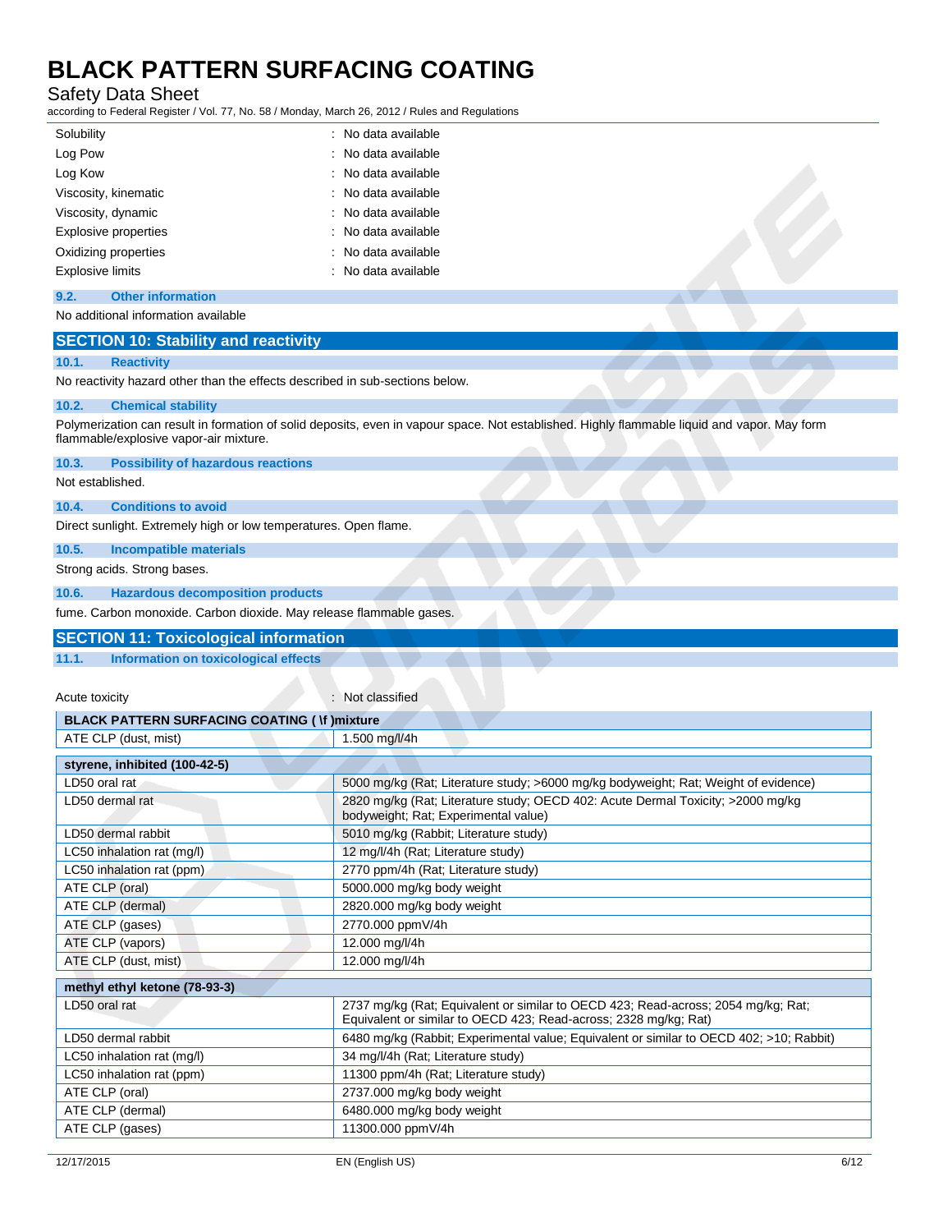| | |
|---|---|
| Solubility | : No data available |
| Log Pow | : No data available |
| Log Kow | : No data available |
| Viscosity, kinematic | : No data available |
| Viscosity, dynamic | : No data available |
| Explosive properties | : No data available |
| Oxidizing properties | : No data available |
| Explosive limits | : No data available |

### 9.2. Other information

No additional information available

## SECTION 10: Stability and reactivity

### 10.1. Reactivity

No reactivity hazard other than the effects described in sub-sections below.

### 10.2. Chemical stability

Polymerization can result in formation of solid deposits, even in vapour space. Not established. Highly flammable liquid and vapor. May form flammable/explosive vapor-air mixture.

### 10.3. Possibility of hazardous reactions

Not established.

### 10.4. Conditions to avoid

Direct sunlight. Extremely high or low temperatures. Open flame.

### 10.5. Incompatible materials

Strong acids. Strong bases.

### 10.6. Hazardous decomposition products

fume. Carbon monoxide. Carbon dioxide. May release flammable gases.

## SECTION 11: Toxicological information

### 11.1. Information on toxicological effects

Acute toxicity : Not classified

| BLACK PATTERN SURFACING COATING ( \f )mixture | |
|---|---|
| ATE CLP (dust, mist) | 1.500 mg/l/4h |

| styrene, inhibited (100-42-5) | |
|---|---|
| LD50 oral rat | 5000 mg/kg (Rat; Literature study; >6000 mg/kg bodyweight; Rat; Weight of evidence) |
| LD50 dermal rat | 2820 mg/kg (Rat; Literature study; OECD 402: Acute Dermal Toxicity; >2000 mg/kg bodyweight; Rat; Experimental value) |
| LD50 dermal rabbit | 5010 mg/kg (Rabbit; Literature study) |
| LC50 inhalation rat (mg/l) | 12 mg/l/4h (Rat; Literature study) |
| LC50 inhalation rat (ppm) | 2770 ppm/4h (Rat; Literature study) |
| ATE CLP (oral) | 5000.000 mg/kg body weight |
| ATE CLP (dermal) | 2820.000 mg/kg body weight |
| ATE CLP (gases) | 2770.000 ppmV/4h |
| ATE CLP (vapors) | 12.000 mg/l/4h |
| ATE CLP (dust, mist) | 12.000 mg/l/4h |

| methyl ethyl ketone (78-93-3) | |
|---|---|
| LD50 oral rat | 2737 mg/kg (Rat; Equivalent or similar to OECD 423; Read-across; 2054 mg/kg; Rat; Equivalent or similar to OECD 423; Read-across; 2328 mg/kg; Rat) |
| LD50 dermal rabbit | 6480 mg/kg (Rabbit; Experimental value; Equivalent or similar to OECD 402; >10; Rabbit) |
| LC50 inhalation rat (mg/l) | 34 mg/l/4h (Rat; Literature study) |
| LC50 inhalation rat (ppm) | 11300 ppm/4h (Rat; Literature study) |
| ATE CLP (oral) | 2737.000 mg/kg body weight |
| ATE CLP (dermal) | 6480.000 mg/kg body weight |
| ATE CLP (gases) | 11300.000 ppmV/4h |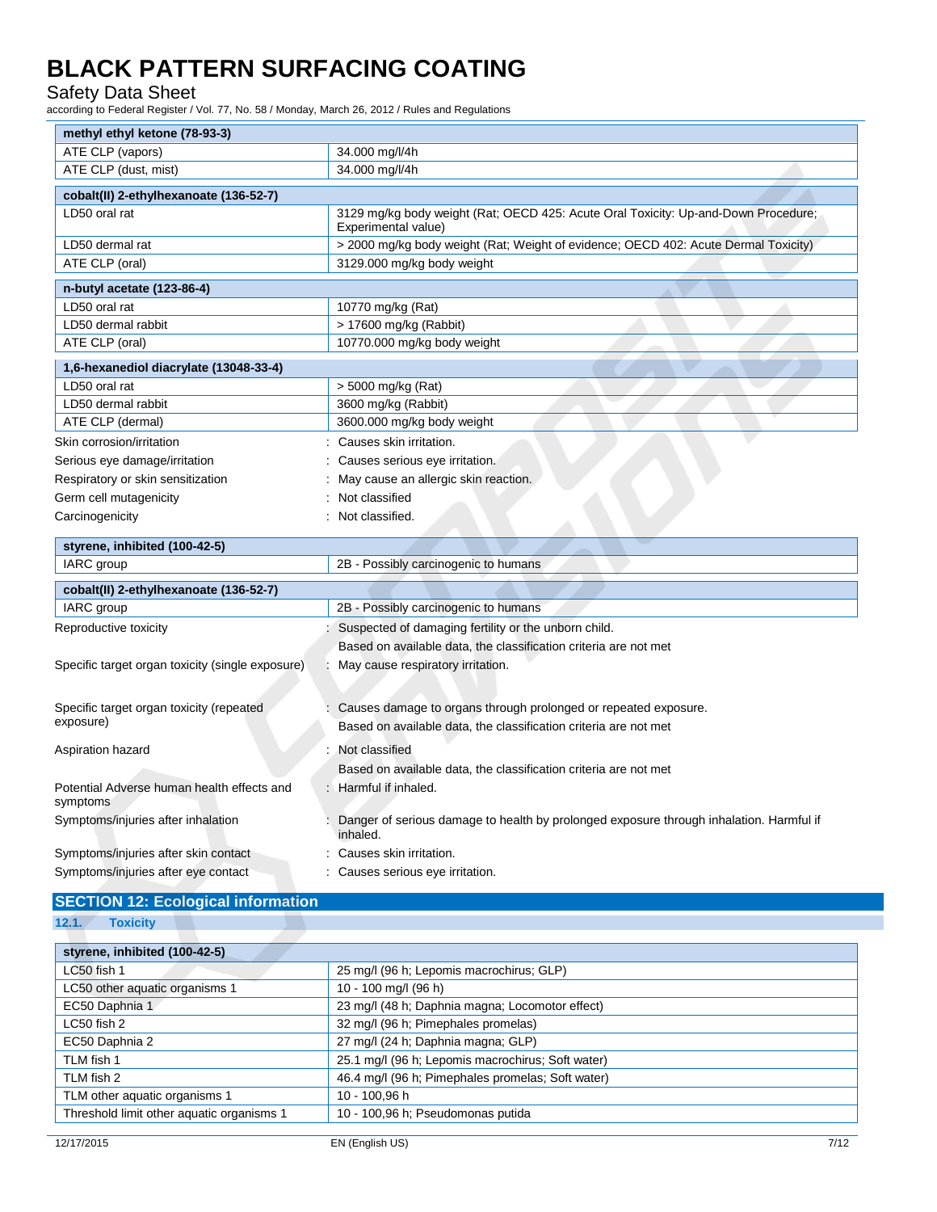| methyl ethyl ketone (78-93-3) | |
|---|---|
| ATE CLP (vapors) | 34.000 mg/l/4h |
| ATE CLP (dust, mist) | 34.000 mg/l/4h |

| cobalt(II) 2-ethylhexanoate (136-52-7) | |
|---|---|
| LD50 oral rat | 3129 mg/kg body weight (Rat; OECD 425: Acute Oral Toxicity: Up-and-Down Procedure; Experimental value) |
| LD50 dermal rat | > 2000 mg/kg body weight (Rat; Weight of evidence; OECD 402: Acute Dermal Toxicity) |
| ATE CLP (oral) | 3129.000 mg/kg body weight |

| n-butyl acetate (123-86-4) | |
|---|---|
| LD50 oral rat | 10770 mg/kg (Rat) |
| LD50 dermal rabbit | > 17600 mg/kg (Rabbit) |
| ATE CLP (oral) | 10770.000 mg/kg body weight |

| 1,6-hexanediol diacrylate (13048-33-4) | |
|---|---|
| LD50 oral rat | > 5000 mg/kg (Rat) |
| LD50 dermal rabbit | 3600 mg/kg (Rabbit) |
| ATE CLP (dermal) | 3600.000 mg/kg body weight |

Skin corrosion/irritation : Causes skin irritation.

Serious eye damage/irritation : Causes serious eye irritation.

Respiratory or skin sensitization : May cause an allergic skin reaction.

Germ cell mutagenicity : Not classified

Carcinogenicity : Not classified.

| styrene, inhibited (100-42-5) | |
|---|---|
| IARC group | 2B - Possibly carcinogenic to humans |

| cobalt(II) 2-ethylhexanoate (136-52-7) | |
|---|---|
| IARC group | 2B - Possibly carcinogenic to humans |

Reproductive toxicity : Suspected of damaging fertility or the unborn child.
Based on available data, the classification criteria are not met

Specific target organ toxicity (single exposure) : May cause respiratory irritation.

Specific target organ toxicity (repeated exposure) : Causes damage to organs through prolonged or repeated exposure.
Based on available data, the classification criteria are not met

Aspiration hazard : Not classified
Based on available data, the classification criteria are not met

Potential Adverse human health effects and symptoms : Harmful if inhaled.

Symptoms/injuries after inhalation : Danger of serious damage to health by prolonged exposure through inhalation. Harmful if inhaled.

Symptoms/injuries after skin contact : Causes skin irritation.

Symptoms/injuries after eye contact : Causes serious eye irritation.

## SECTION 12: Ecological information

### 12.1. Toxicity

| styrene, inhibited (100-42-5) | |
|---|---|
| LC50 fish 1 | 25 mg/l (96 h; Lepomis macrochirus; GLP) |
| LC50 other aquatic organisms 1 | 10 - 100 mg/l (96 h) |
| EC50 Daphnia 1 | 23 mg/l (48 h; Daphnia magna; Locomotor effect) |
| LC50 fish 2 | 32 mg/l (96 h; Pimephales promelas) |
| EC50 Daphnia 2 | 27 mg/l (24 h; Daphnia magna; GLP) |
| TLM fish 1 | 25.1 mg/l (96 h; Lepomis macrochirus; Soft water) |
| TLM fish 2 | 46.4 mg/l (96 h; Pimephales promelas; Soft water) |
| TLM other aquatic organisms 1 | 10 - 100,96 h |
| Threshold limit other aquatic organisms 1 | 10 - 100,96 h; Pseudomonas putida |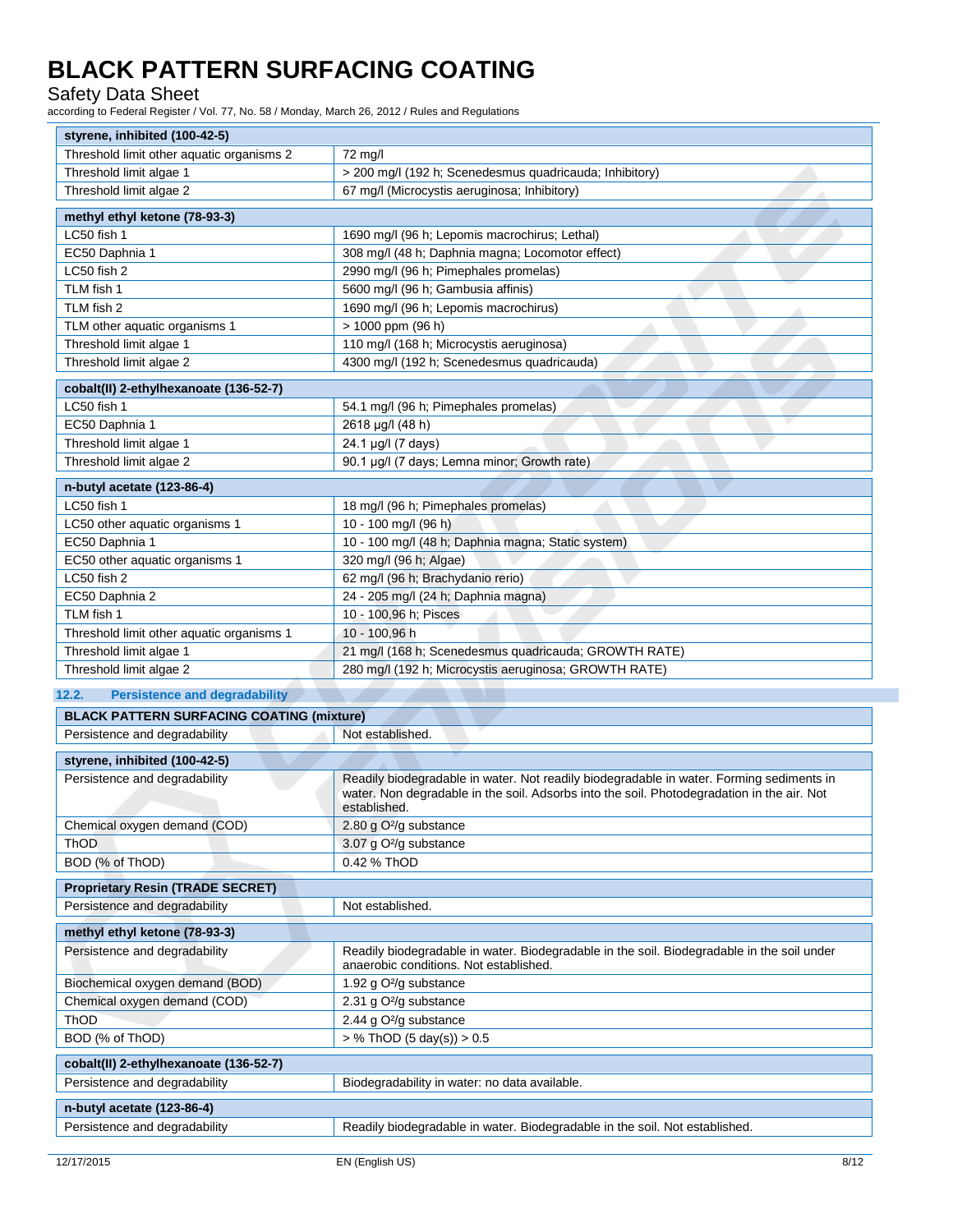| styrene, inhibited (100-42-5) | |
|---|---|
| Threshold limit other aquatic organisms 2 | 72 mg/l |
| Threshold limit algae 1 | > 200 mg/l (192 h; Scenedesmus quadricauda; Inhibitory) |
| Threshold limit algae 2 | 67 mg/l (Microcystis aeruginosa; Inhibitory) |

| methyl ethyl ketone (78-93-3) | |
|---|---|
| LC50 fish 1 | 1690 mg/l (96 h; Lepomis macrochirus; Lethal) |
| EC50 Daphnia 1 | 308 mg/l (48 h; Daphnia magna; Locomotor effect) |
| LC50 fish 2 | 2990 mg/l (96 h; Pimephales promelas) |
| TLM fish 1 | 5600 mg/l (96 h; Gambusia affinis) |
| TLM fish 2 | 1690 mg/l (96 h; Lepomis macrochirus) |
| TLM other aquatic organisms 1 | > 1000 ppm (96 h) |
| Threshold limit algae 1 | 110 mg/l (168 h; Microcystis aeruginosa) |
| Threshold limit algae 2 | 4300 mg/l (192 h; Scenedesmus quadricauda) |

| cobalt(II) 2-ethylhexanoate (136-52-7) | |
|---|---|
| LC50 fish 1 | 54.1 mg/l (96 h; Pimephales promelas) |
| EC50 Daphnia 1 | 2618 µg/l (48 h) |
| Threshold limit algae 1 | 24.1 µg/l (7 days) |
| Threshold limit algae 2 | 90.1 µg/l (7 days; Lemna minor; Growth rate) |

| n-butyl acetate (123-86-4) | |
|---|---|
| LC50 fish 1 | 18 mg/l (96 h; Pimephales promelas) |
| LC50 other aquatic organisms 1 | 10 - 100 mg/l (96 h) |
| EC50 Daphnia 1 | 10 - 100 mg/l (48 h; Daphnia magna; Static system) |
| EC50 other aquatic organisms 1 | 320 mg/l (96 h; Algae) |
| LC50 fish 2 | 62 mg/l (96 h; Brachydanio rerio) |
| EC50 Daphnia 2 | 24 - 205 mg/l (24 h; Daphnia magna) |
| TLM fish 1 | 10 - 100,96 h; Pisces |
| Threshold limit other aquatic organisms 1 | 10 - 100,96 h |
| Threshold limit algae 1 | 21 mg/l (168 h; Scenedesmus quadricauda; GROWTH RATE) |
| Threshold limit algae 2 | 280 mg/l (192 h; Microcystis aeruginosa; GROWTH RATE) |

### 12.2. Persistence and degradability

| BLACK PATTERN SURFACING COATING (mixture) | |
|---|---|
| Persistence and degradability | Not established. |

| styrene, inhibited (100-42-5) | |
|---|---|
| Persistence and degradability | Readily biodegradable in water. Not readily biodegradable in water. Forming sediments in water. Non degradable in the soil. Adsorbs into the soil. Photodegradation in the air. Not established. |
| Chemical oxygen demand (COD) | 2.80 g $O^2$/g substance |
| ThOD | 3.07 g $O^2$/g substance |
| BOD (% of ThOD) | 0.42 % ThOD |

| Proprietary Resin (TRADE SECRET) | |
|---|---|
| Persistence and degradability | Not established. |

| methyl ethyl ketone (78-93-3) | |
|---|---|
| Persistence and degradability | Readily biodegradable in water. Biodegradable in the soil. Biodegradable in the soil under anaerobic conditions. Not established. |
| Biochemical oxygen demand (BOD) | 1.92 g $O^2$/g substance |
| Chemical oxygen demand (COD) | 2.31 g $O^2$/g substance |
| ThOD | 2.44 g $O^2$/g substance |
| BOD (% of ThOD) | > % ThOD (5 day(s)) > 0.5 |

| cobalt(II) 2-ethylhexanoate (136-52-7) | |
|---|---|
| Persistence and degradability | Biodegradability in water: no data available. |

| n-butyl acetate (123-86-4) | |
|---|---|
| Persistence and degradability | Readily biodegradable in water. Biodegradable in the soil. Not established. |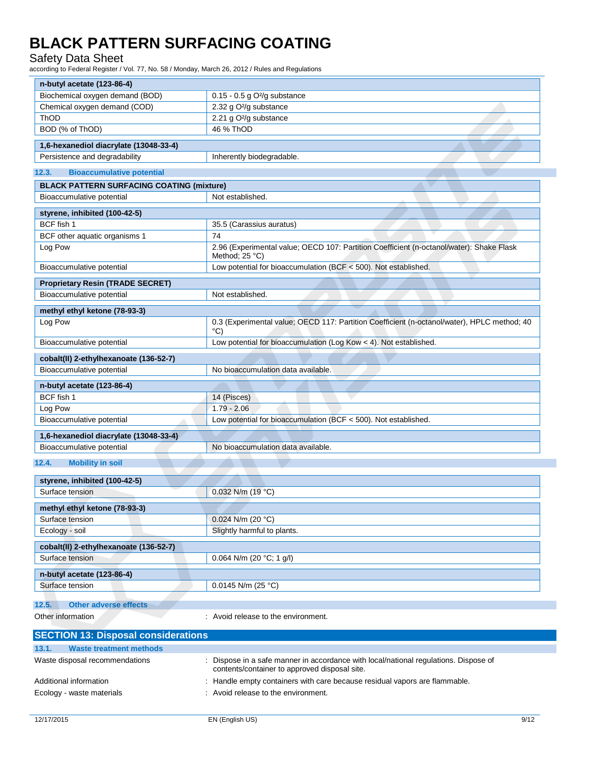| n-butyl acetate (123-86-4) | |
|---|---|
| Biochemical oxygen demand (BOD) | 0.15 - 0.5 g $O^2$/g substance |
| Chemical oxygen demand (COD) | 2.32 g $O^2$/g substance |
| ThOD | 2.21 g $O^2$/g substance |
| BOD (% of ThOD) | 46 % ThOD |

| 1,6-hexanediol diacrylate (13048-33-4) | |
|---|---|
| Persistence and degradability | Inherently biodegradable. |

### 12.3. Bioaccumulative potential

| BLACK PATTERN SURFACING COATING (mixture) | |
|---|---|
| Bioaccumulative potential | Not established. |

| styrene, inhibited (100-42-5) | |
|---|---|
| BCF fish 1 | 35.5 (Carassius auratus) |
| BCF other aquatic organisms 1 | 74 |
| Log Pow | 2.96 (Experimental value; OECD 107: Partition Coefficient (n-octanol/water): Shake Flask Method; 25 °C) |
| Bioaccumulative potential | Low potential for bioaccumulation (BCF < 500). Not established. |

| Proprietary Resin (TRADE SECRET) | |
|---|---|
| Bioaccumulative potential | Not established. |

| methyl ethyl ketone (78-93-3) | |
|---|---|
| Log Pow | 0.3 (Experimental value; OECD 117: Partition Coefficient (n-octanol/water), HPLC method; 40 °C) |
| Bioaccumulative potential | Low potential for bioaccumulation (Log Kow < 4). Not established. |

| cobalt(II) 2-ethylhexanoate (136-52-7) | |
|---|---|
| Bioaccumulative potential | No bioaccumulation data available. |

| n-butyl acetate (123-86-4) | |
|---|---|
| BCF fish 1 | 14 (Pisces) |
| Log Pow | 1.79 - 2.06 |
| Bioaccumulative potential | Low potential for bioaccumulation (BCF < 500). Not established. |

| 1,6-hexanediol diacrylate (13048-33-4) | |
|---|---|
| Bioaccumulative potential | No bioaccumulation data available. |

### 12.4. Mobility in soil

| styrene, inhibited (100-42-5) | |
|---|---|
| Surface tension | 0.032 N/m (19 °C) |

| methyl ethyl ketone (78-93-3) | |
|---|---|
| Surface tension | 0.024 N/m (20 °C) |
| Ecology - soil | Slightly harmful to plants. |

| cobalt(II) 2-ethylhexanoate (136-52-7) | |
|---|---|
| Surface tension | 0.064 N/m (20 °C; 1 g/l) |

| n-butyl acetate (123-86-4) | |
|---|---|
| Surface tension | 0.0145 N/m (25 °C) |

### 12.5. Other adverse effects

Other information : Avoid release to the environment.

## SECTION 13: Disposal considerations

### 13.1. Waste treatment methods

Waste disposal recommendations : Dispose in a safe manner in accordance with local/national regulations. Dispose of contents/container to approved disposal site.

Additional information : Handle empty containers with care because residual vapors are flammable.

Ecology - waste materials : Avoid release to the environment.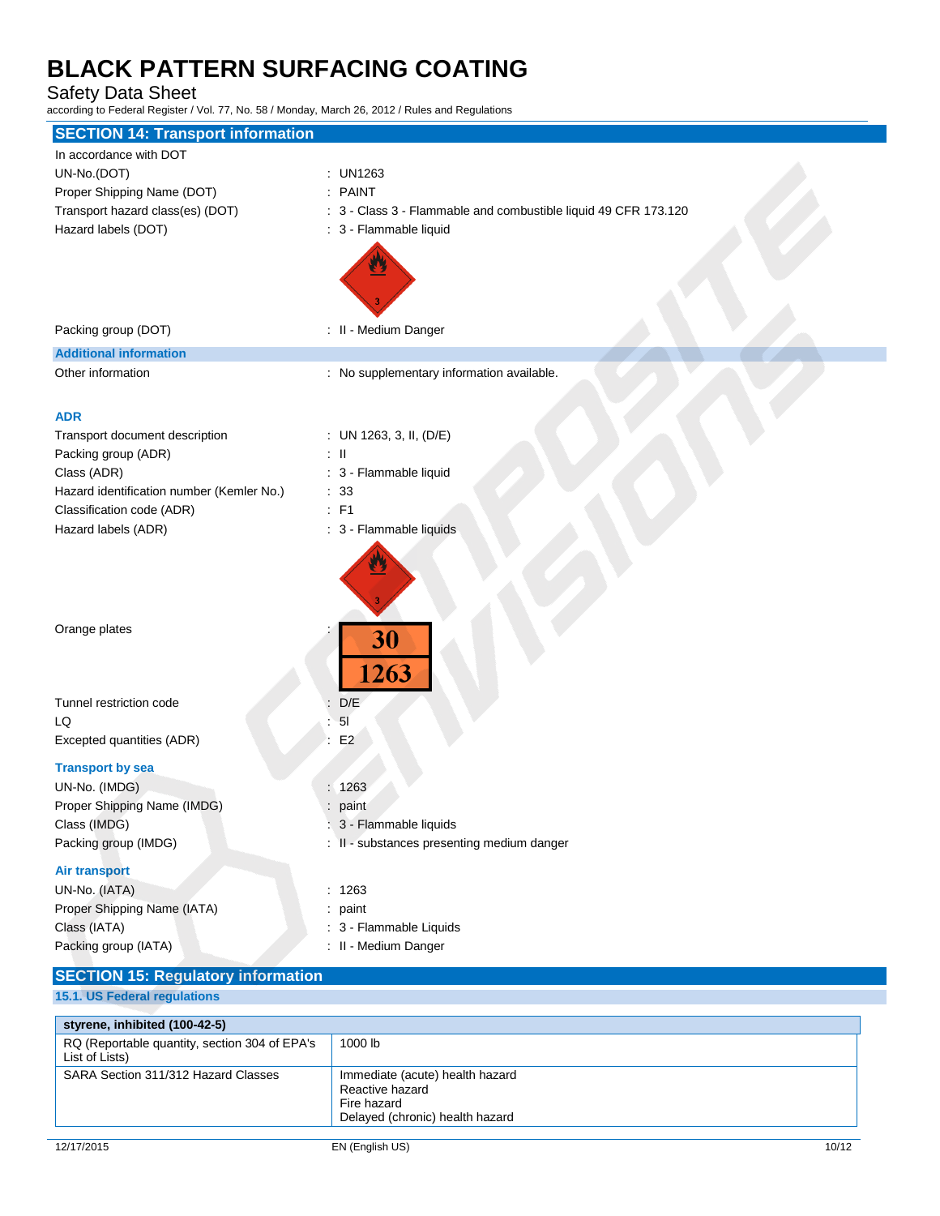# BLACK PATTERN SURFACING COATING

Safety Data Sheet

according to Federal Register / Vol. 77, No. 58 / Monday, March 26, 2012 / Rules and Regulations

## SECTION 14: Transport information

In accordance with DOT

UN-No.(DOT) : UN1263

Proper Shipping Name (DOT) : PAINT

Transport hazard class(es) (DOT) : 3 - Class 3 - Flammable and combustible liquid 49 CFR 173.120

Hazard labels (DOT) : 3 - Flammable liquid

Packing group (DOT) : II - Medium Danger

### Additional information

Other information : No supplementary information available.

### ADR

Transport document description : UN 1263, 3, II, (D/E)

Packing group (ADR) : II

Class (ADR) : 3 - Flammable liquid

Hazard identification number (Kemler No.) : 33

Classification code (ADR) : F1

Hazard labels (ADR) : 3 - Flammable liquids

Orange plates : 30 / 1263

Tunnel restriction code : D/E

LQ : 5l

Excepted quantities (ADR) : E2

### Transport by sea

UN-No. (IMDG) : 1263

Proper Shipping Name (IMDG) : paint

Class (IMDG) : 3 - Flammable liquids

Packing group (IMDG) : II - substances presenting medium danger

### Air transport

UN-No. (IATA) : 1263

Proper Shipping Name (IATA) : paint

Class (IATA) : 3 - Flammable Liquids

Packing group (IATA) : II - Medium Danger

## SECTION 15: Regulatory information

### 15.1. US Federal regulations

| styrene, inhibited (100-42-5) | |
|---|---|
| RQ (Reportable quantity, section 304 of EPA's List of Lists) | 1000 lb |
| SARA Section 311/312 Hazard Classes | Immediate (acute) health hazard<br>Reactive hazard<br>Fire hazard<br>Delayed (chronic) health hazard |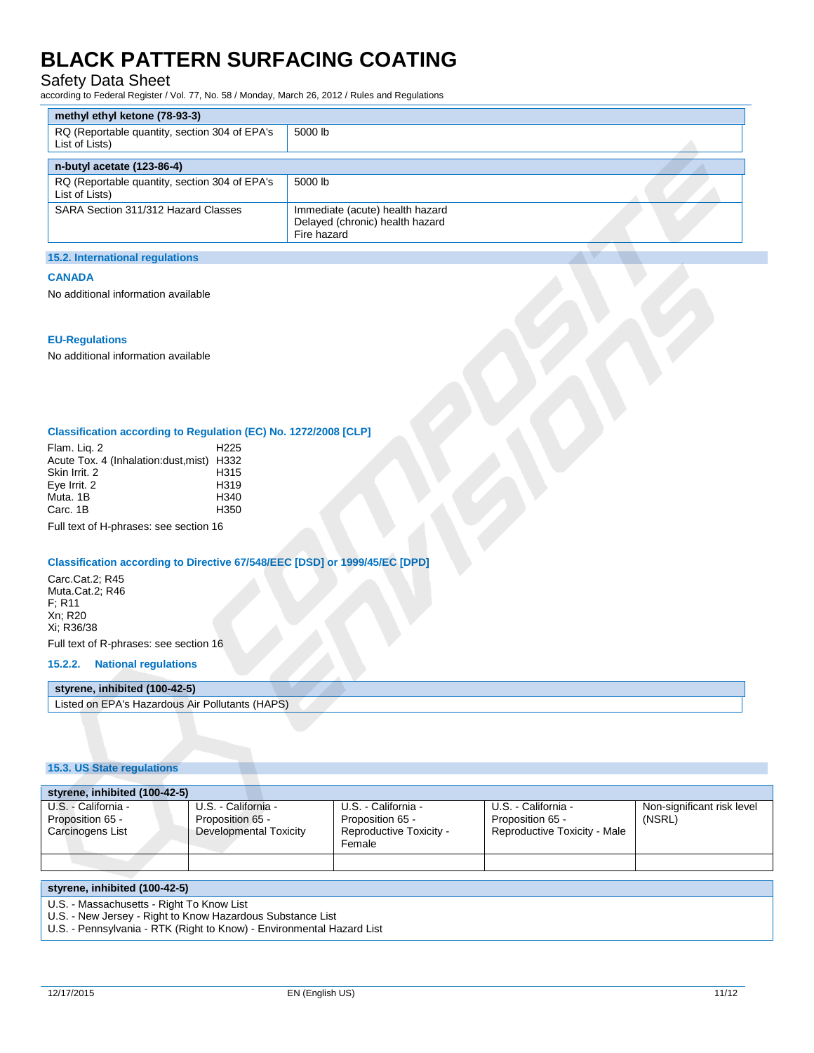| methyl ethyl ketone (78-93-3) | |
|---|---|
| RQ (Reportable quantity, section 304 of EPA's List of Lists) | 5000 lb |

| n-butyl acetate (123-86-4) | |
|---|---|
| RQ (Reportable quantity, section 304 of EPA's List of Lists) | 5000 lb |
| SARA Section 311/312 Hazard Classes | Immediate (acute) health hazard<br>Delayed (chronic) health hazard<br>Fire hazard |

### 15.2. International regulations

**CANADA**

No additional information available

**EU-Regulations**

No additional information available

**Classification according to Regulation (EC) No. 1272/2008 [CLP]**

| | |
|---|---|
| Flam. Liq. 2 | H225 |
| Acute Tox. 4 (Inhalation:dust,mist) | H332 |
| Skin Irrit. 2 | H315 |
| Eye Irrit. 2 | H319 |
| Muta. 1B | H340 |
| Carc. 1B | H350 |

Full text of H-phrases: see section 16

**Classification according to Directive 67/548/EEC [DSD] or 1999/45/EC [DPD]**

Carc.Cat.2; R45
Muta.Cat.2; R46
F; R11
Xn; R20
Xi; R36/38

Full text of R-phrases: see section 16

**15.2.2. National regulations**

| styrene, inhibited (100-42-5) |
|---|
| Listed on EPA's Hazardous Air Pollutants (HAPS) |

### 15.3. US State regulations

| styrene, inhibited (100-42-5) | | | | |
|---|---|---|---|---|
| U.S. - California - Proposition 65 - Carcinogens List | U.S. - California - Proposition 65 - Developmental Toxicity | U.S. - California - Proposition 65 - Reproductive Toxicity - Female | U.S. - California - Proposition 65 - Reproductive Toxicity - Male | Non-significant risk level (NSRL) |
| | | | | |

| styrene, inhibited (100-42-5) |
|---|
| U.S. - Massachusetts - Right To Know List<br>U.S. - New Jersey - Right to Know Hazardous Substance List<br>U.S. - Pennsylvania - RTK (Right to Know) - Environmental Hazard List |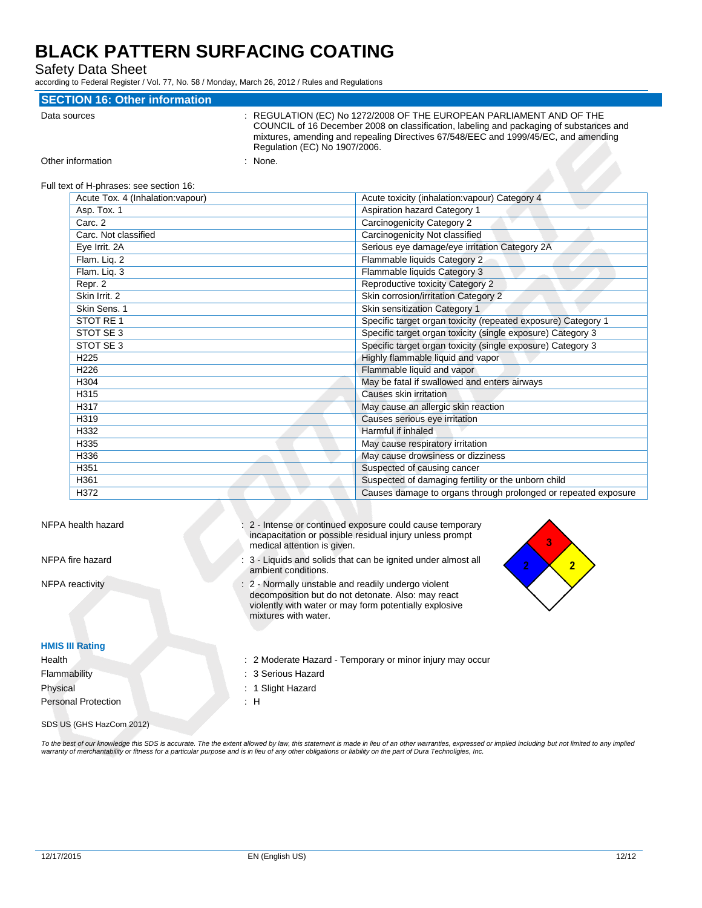# BLACK PATTERN SURFACING COATING

Safety Data Sheet

according to Federal Register / Vol. 77, No. 58 / Monday, March 26, 2012 / Rules and Regulations

## SECTION 16: Other information

Data sources : REGULATION (EC) No 1272/2008 OF THE EUROPEAN PARLIAMENT AND OF THE COUNCIL of 16 December 2008 on classification, labeling and packaging of substances and mixtures, amending and repealing Directives 67/548/EEC and 1999/45/EC, and amending Regulation (EC) No 1907/2006.

Other information : None.

Full text of H-phrases: see section 16:

| | |
|---|---|
| Acute Tox. 4 (Inhalation:vapour) | Acute toxicity (inhalation:vapour) Category 4 |
| Asp. Tox. 1 | Aspiration hazard Category 1 |
| Carc. 2 | Carcinogenicity Category 2 |
| Carc. Not classified | Carcinogenicity Not classified |
| Eye Irrit. 2A | Serious eye damage/eye irritation Category 2A |
| Flam. Liq. 2 | Flammable liquids Category 2 |
| Flam. Liq. 3 | Flammable liquids Category 3 |
| Repr. 2 | Reproductive toxicity Category 2 |
| Skin Irrit. 2 | Skin corrosion/irritation Category 2 |
| Skin Sens. 1 | Skin sensitization Category 1 |
| STOT RE 1 | Specific target organ toxicity (repeated exposure) Category 1 |
| STOT SE 3 | Specific target organ toxicity (single exposure) Category 3 |
| STOT SE 3 | Specific target organ toxicity (single exposure) Category 3 |
| H225 | Highly flammable liquid and vapor |
| H226 | Flammable liquid and vapor |
| H304 | May be fatal if swallowed and enters airways |
| H315 | Causes skin irritation |
| H317 | May cause an allergic skin reaction |
| H319 | Causes serious eye irritation |
| H332 | Harmful if inhaled |
| H335 | May cause respiratory irritation |
| H336 | May cause drowsiness or dizziness |
| H351 | Suspected of causing cancer |
| H361 | Suspected of damaging fertility or the unborn child |
| H372 | Causes damage to organs through prolonged or repeated exposure |

NFPA health hazard : 2 - Intense or continued exposure could cause temporary incapacitation or possible residual injury unless prompt medical attention is given.

NFPA fire hazard : 3 - Liquids and solids that can be ignited under almost all ambient conditions.

NFPA reactivity : 2 - Normally unstable and readily undergo violent decomposition but do not detonate. Also: may react violently with water or may form potentially explosive mixtures with water.

3
2
2

### HMIS III Rating

Health : 2 Moderate Hazard - Temporary or minor injury may occur

Flammability : 3 Serious Hazard

Physical : 1 Slight Hazard

Personal Protection : H

SDS US (GHS HazCom 2012)

*To the best of our knowledge this SDS is accurate. The the extent allowed by law, this statement is made in lieu of an other warranties, expressed or implied including but not limited to any implied warranty of merchantability or fitness for a particular purpose and is in lieu of any other obligations or liability on the part of Dura Technolgies, Inc.*